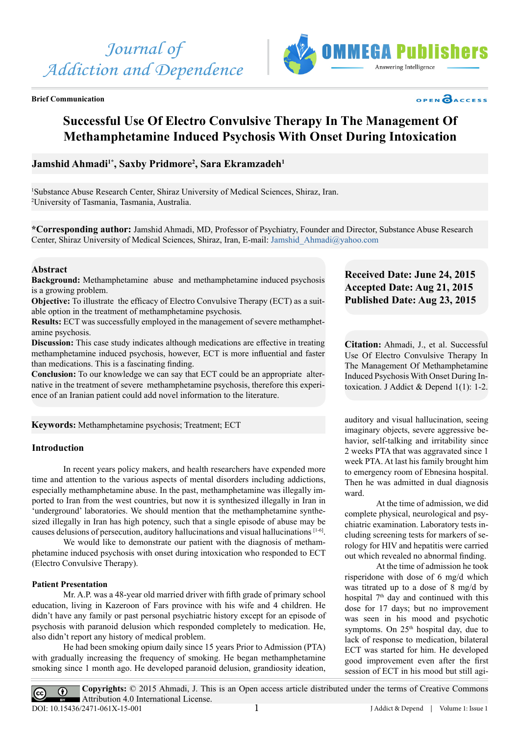Brief Communication

# Successful Use Of Electro Convulsive Therapy In The Management Of Methamphetamine Induced Psychosis With Onset During Intoxication

**Jamshid Ahmadi[1*], Saxby Pridmore[2], Sara Ekramzadeh[1]**

[1]Substance Abuse Research Center, Shiraz University of Medical Sciences, Shiraz, Iran.
[2]University of Tasmania, Tasmania, Australia.

**\*Corresponding author:** Jamshid Ahmadi, MD, Professor of Psychiatry, Founder and Director, Substance Abuse Research Center, Shiraz University of Medical Sciences, Shiraz, Iran, E-mail: Jamshid_Ahmadi@yahoo.com

**Received Date: June 24, 2015**
**Accepted Date: Aug 21, 2015**
**Published Date: Aug 23, 2015**

**Citation:** Ahmadi, J., et al. Successful Use Of Electro Convulsive Therapy In The Management Of Methamphetamine Induced Psychosis With Onset During Intoxication. J Addict & Depend 1(1): 1-2.

## Abstract

**Background:** Methamphetamine abuse and methamphetamine induced psychosis is a growing problem.

**Objective:** To illustrate the efficacy of Electro Convulsive Therapy (ECT) as a suitable option in the treatment of methamphetamine psychosis.

**Results:** ECT was successfully employed in the management of severe methamphetamine psychosis.

**Discussion:** This case study indicates although medications are effective in treating methamphetamine induced psychosis, however, ECT is more influential and faster than medications. This is a fascinating finding.

**Conclusion:** To our knowledge we can say that ECT could be an appropriate alternative in the treatment of severe methamphetamine psychosis, therefore this experience of an Iranian patient could add novel information to the literature.

**Keywords:** Methamphetamine psychosis; Treatment; ECT

## Introduction

In recent years policy makers, and health researchers have expended more time and attention to the various aspects of mental disorders including addictions, especially methamphetamine abuse. In the past, methamphetamine was illegally imported to Iran from the west countries, but now it is synthesized illegally in Iran in 'underground' laboratories. We should mention that the methamphetamine synthesized illegally in Iran has high potency, such that a single episode of abuse may be causes delusions of persecution, auditory hallucinations and visual hallucinations [1-6].

We would like to demonstrate our patient with the diagnosis of methamphetamine induced psychosis with onset during intoxication who responded to ECT (Electro Convulsive Therapy).

### Patient Presentation

Mr. A.P. was a 48-year old married driver with fifth grade of primary school education, living in Kazeroon of Fars province with his wife and 4 children. He didn't have any family or past personal psychiatric history except for an episode of psychosis with paranoid delusion which responded completely to medication. He, also didn't report any history of medical problem.

He had been smoking opium daily since 15 years Prior to Admission (PTA) with gradually increasing the frequency of smoking. He began methamphetamine smoking since 1 month ago. He developed paranoid delusion, grandiosity ideation, auditory and visual hallucination, seeing imaginary objects, severe aggressive behavior, self-talking and irritability since 2 weeks PTA that was aggravated since 1 week PTA. At last his family brought him to emergency room of Ebnesina hospital. Then he was admitted in dual diagnosis ward.

At the time of admission, we did complete physical, neurological and psychiatric examination. Laboratory tests including screening tests for markers of serology for HIV and hepatitis were carried out which revealed no abnormal finding.

At the time of admission he took risperidone with dose of 6 mg/d which was titrated up to a dose of 8 mg/d by hospital 7th day and continued with this dose for 17 days; but no improvement was seen in his mood and psychotic symptoms. On 25th hospital day, due to lack of response to medication, bilateral ECT was started for him. He developed good improvement even after the first session of ECT in his mood but still agi-

**Copyrights:** © 2015 Ahmadi, J. This is an Open access article distributed under the terms of Creative Commons Attribution 4.0 International License.

DOI: 10.15436/2471-061X-15-001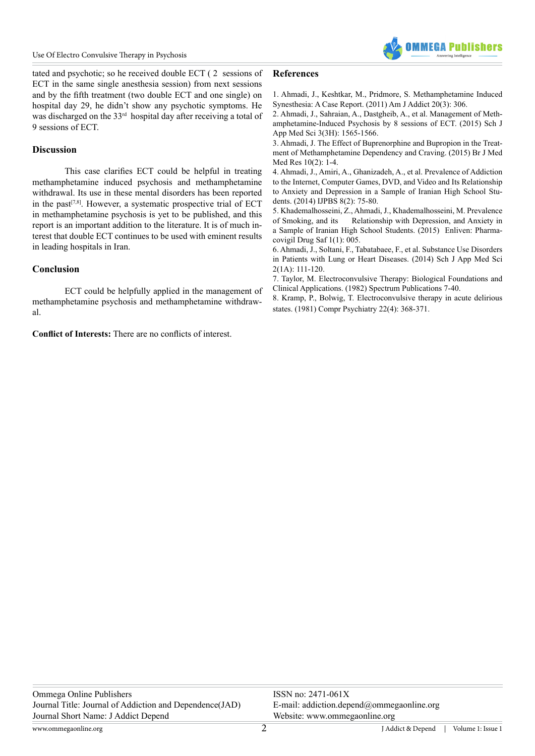tated and psychotic; so he received double ECT ( 2 sessions of ECT in the same single anesthesia session) from next sessions and by the fifth treatment (two double ECT and one single) on hospital day 29, he didn't show any psychotic symptoms. He was discharged on the 33rd hospital day after receiving a total of 9 sessions of ECT.

## Discussion

This case clarifies ECT could be helpful in treating methamphetamine induced psychosis and methamphetamine withdrawal. Its use in these mental disorders has been reported in the past[7,8]. However, a systematic prospective trial of ECT in methamphetamine psychosis is yet to be published, and this report is an important addition to the literature. It is of much interest that double ECT continues to be used with eminent results in leading hospitals in Iran.

## Conclusion

ECT could be helpfully applied in the management of methamphetamine psychosis and methamphetamine withdrawal.

**Conflict of Interests:** There are no conflicts of interest.

## References

1. Ahmadi, J., Keshtkar, M., Pridmore, S. Methamphetamine Induced Synesthesia: A Case Report. (2011) Am J Addict 20(3): 306.
2. Ahmadi, J., Sahraian, A., Dastgheib, A., et al. Management of Methamphetamine-Induced Psychosis by 8 sessions of ECT. (2015) Sch J App Med Sci 3(3H): 1565-1566.
3. Ahmadi, J. The Effect of Buprenorphine and Bupropion in the Treatment of Methamphetamine Dependency and Craving. (2015) Br J Med Med Res 10(2): 1-4.
4. Ahmadi, J., Amiri, A., Ghanizadeh, A., et al. Prevalence of Addiction to the Internet, Computer Games, DVD, and Video and Its Relationship to Anxiety and Depression in a Sample of Iranian High School Students. (2014) IJPBS 8(2): 75-80.
5. Khademalhosseini, Z., Ahmadi, J., Khademalhosseini, M. Prevalence of Smoking, and its Relationship with Depression, and Anxiety in a Sample of Iranian High School Students. (2015) Enliven: Pharmacovigil Drug Saf 1(1): 005.
6. Ahmadi, J., Soltani, F., Tabatabaee, F., et al. Substance Use Disorders in Patients with Lung or Heart Diseases. (2014) Sch J App Med Sci 2(1A): 111-120.
7. Taylor, M. Electroconvulsive Therapy: Biological Foundations and Clinical Applications. (1982) Spectrum Publications 7-40.
8. Kramp, P., Bolwig, T. Electroconvulsive therapy in acute delirious states. (1981) Compr Psychiatry 22(4): 368-371.